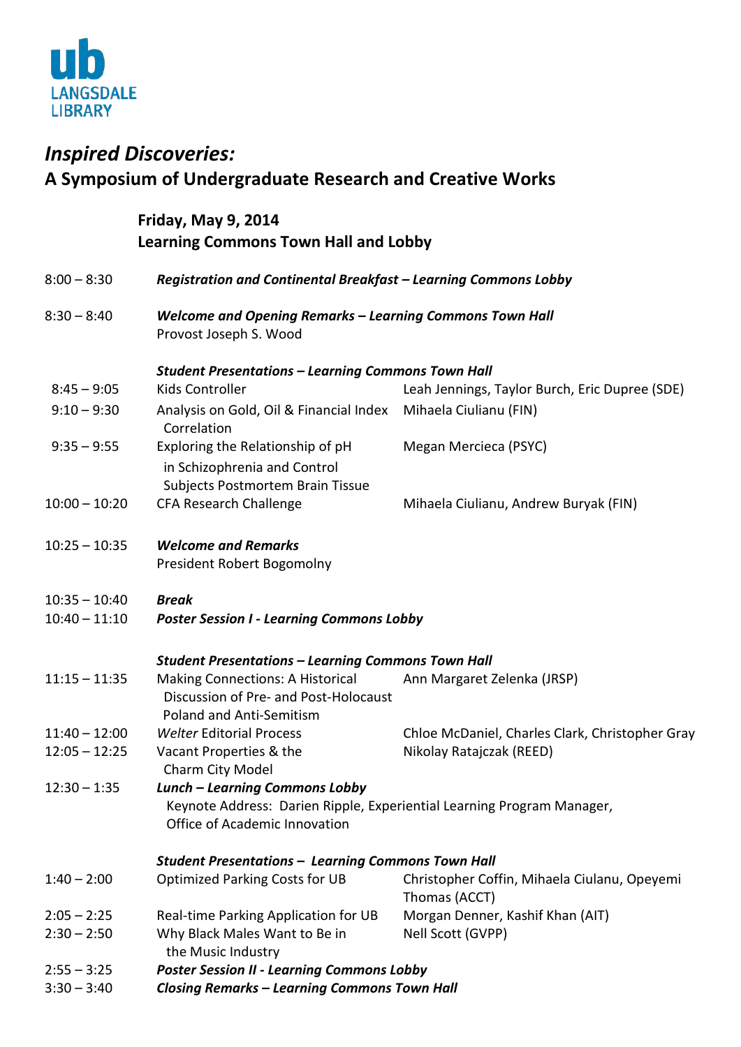ub LANGSDALE LIBRARY

# *Inspired Discoveries:*
## A Symposium of Undergraduate Research and Creative Works

**Friday, May 9, 2014**
**Learning Commons Town Hall and Lobby**

| Time | Event | Presenter(s) |
|---|---|---|
| 8:00 – 8:30 | ***Registration and Continental Breakfast – Learning Commons Lobby*** | |
| 8:30 – 8:40 | ***Welcome and Opening Remarks – Learning Commons Town Hall*** Provost Joseph S. Wood | |
| | ***Student Presentations – Learning Commons Town Hall*** | |
| 8:45 – 9:05 | Kids Controller | Leah Jennings, Taylor Burch, Eric Dupree (SDE) |
| 9:10 – 9:30 | Analysis on Gold, Oil & Financial Index Correlation | Mihaela Ciulianu (FIN) |
| 9:35 – 9:55 | Exploring the Relationship of pH in Schizophrenia and Control Subjects Postmortem Brain Tissue | Megan Mercieca (PSYC) |
| 10:00 – 10:20 | CFA Research Challenge | Mihaela Ciulianu, Andrew Buryak (FIN) |
| 10:25 – 10:35 | ***Welcome and Remarks*** President Robert Bogomolny | |
| 10:35 – 10:40 | ***Break*** | |
| 10:40 – 11:10 | ***Poster Session I - Learning Commons Lobby*** | |
| | ***Student Presentations – Learning Commons Town Hall*** | |
| 11:15 – 11:35 | Making Connections: A Historical Discussion of Pre- and Post-Holocaust Poland and Anti-Semitism | Ann Margaret Zelenka (JRSP) |
| 11:40 – 12:00 | *Welter* Editorial Process | Chloe McDaniel, Charles Clark, Christopher Gray |
| 12:05 – 12:25 | Vacant Properties & the Charm City Model | Nikolay Ratajczak (REED) |
| 12:30 – 1:35 | ***Lunch – Learning Commons Lobby*** Keynote Address: Darien Ripple, Experiential Learning Program Manager, Office of Academic Innovation | |
| | ***Student Presentations – Learning Commons Town Hall*** | |
| 1:40 – 2:00 | Optimized Parking Costs for UB | Christopher Coffin, Mihaela Ciulanu, Opeyemi Thomas (ACCT) |
| 2:05 – 2:25 | Real-time Parking Application for UB | Morgan Denner, Kashif Khan (AIT) |
| 2:30 – 2:50 | Why Black Males Want to Be in the Music Industry | Nell Scott (GVPP) |
| 2:55 – 3:25 | ***Poster Session II - Learning Commons Lobby*** | |
| 3:30 – 3:40 | ***Closing Remarks – Learning Commons Town Hall*** | |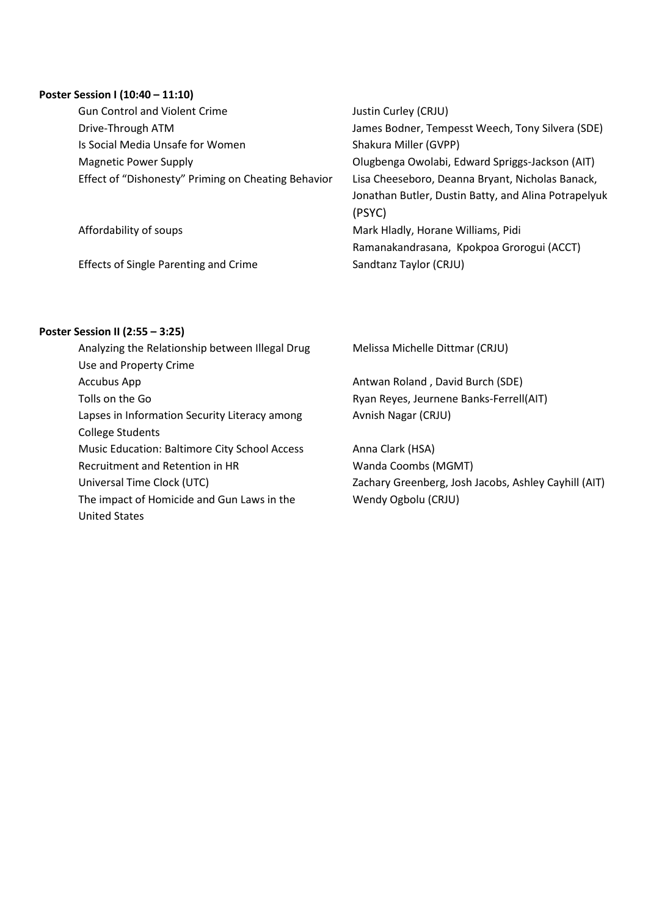**Poster Session I (10:40 – 11:10)**

| | |
|---|---|
| Gun Control and Violent Crime | Justin Curley (CRJU) |
| Drive-Through ATM | James Bodner, Tempesst Weech, Tony Silvera (SDE) |
| Is Social Media Unsafe for Women | Shakura Miller (GVPP) |
| Magnetic Power Supply | Olugbenga Owolabi, Edward Spriggs-Jackson (AIT) |
| Effect of "Dishonesty" Priming on Cheating Behavior | Lisa Cheeseboro, Deanna Bryant, Nicholas Banack, Jonathan Butler, Dustin Batty, and Alina Potrapelyuk (PSYC) |
| Affordability of soups | Mark Hladly, Horane Williams, Pidi Ramanakandrasana, Kpokpoa Grorogui (ACCT) |
| Effects of Single Parenting and Crime | Sandtanz Taylor (CRJU) |

**Poster Session II (2:55 – 3:25)**

| | |
|---|---|
| Analyzing the Relationship between Illegal Drug Use and Property Crime | Melissa Michelle Dittmar (CRJU) |
| Accubus App | Antwan Roland , David Burch (SDE) |
| Tolls on the Go | Ryan Reyes, Jeurnene Banks-Ferrell(AIT) |
| Lapses in Information Security Literacy among College Students | Avnish Nagar (CRJU) |
| Music Education: Baltimore City School Access | Anna Clark (HSA) |
| Recruitment and Retention in HR | Wanda Coombs (MGMT) |
| Universal Time Clock (UTC) | Zachary Greenberg, Josh Jacobs, Ashley Cayhill (AIT) |
| The impact of Homicide and Gun Laws in the United States | Wendy Ogbolu (CRJU) |